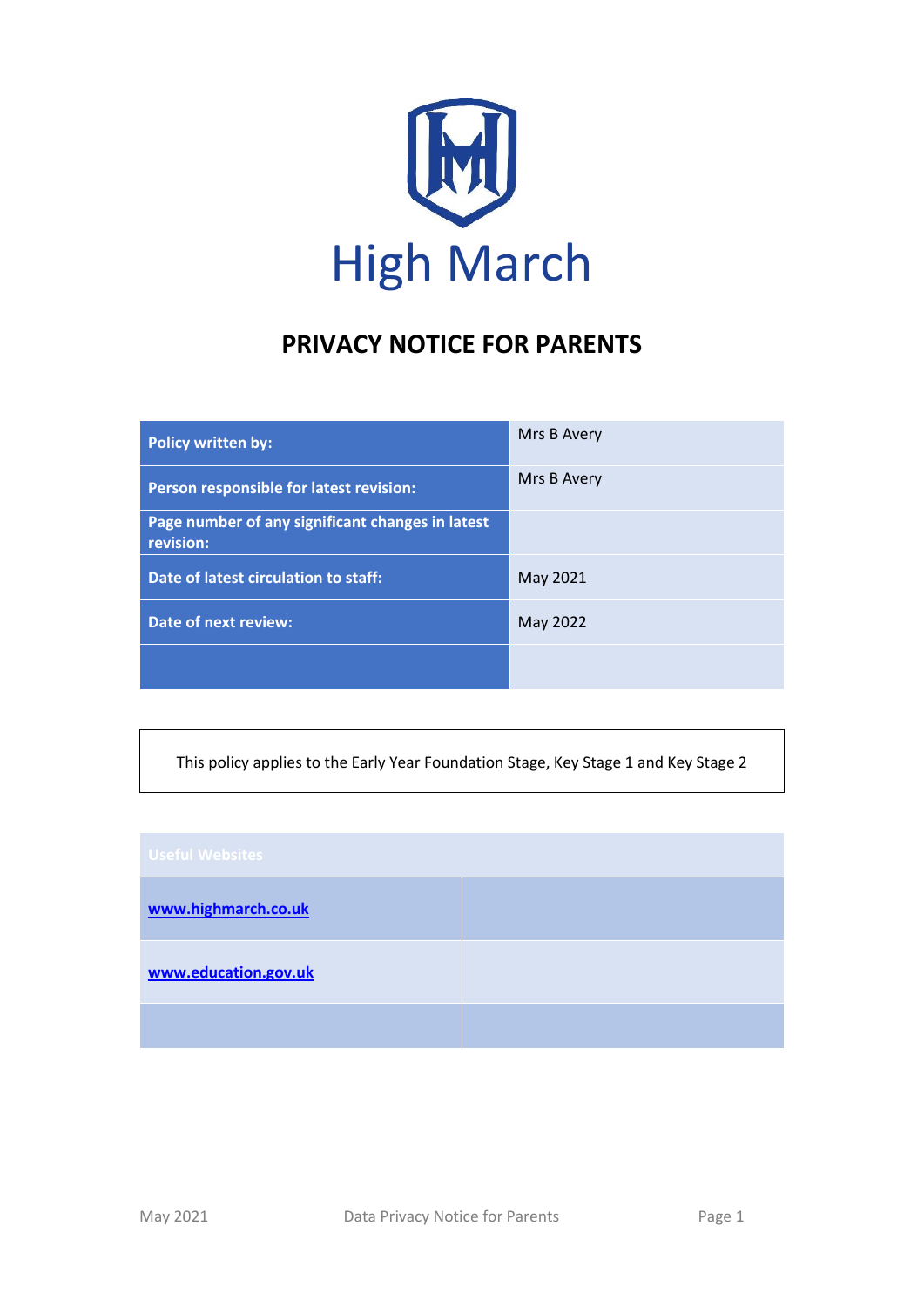High March

# PRIVACY NOTICE FOR PARENTS

| Policy written by: | Mrs B Avery |
|---|---|
| Person responsible for latest revision: | Mrs B Avery |
| Page number of any significant changes in latest revision: | |
| Date of latest circulation to staff: | May 2021 |
| Date of next review: | May 2022 |
| | |

This policy applies to the Early Year Foundation Stage, Key Stage 1 and Key Stage 2

| Useful Websites | |
|---|---|
| **www.highmarch.co.uk** | |
| **www.education.gov.uk** | |
| | |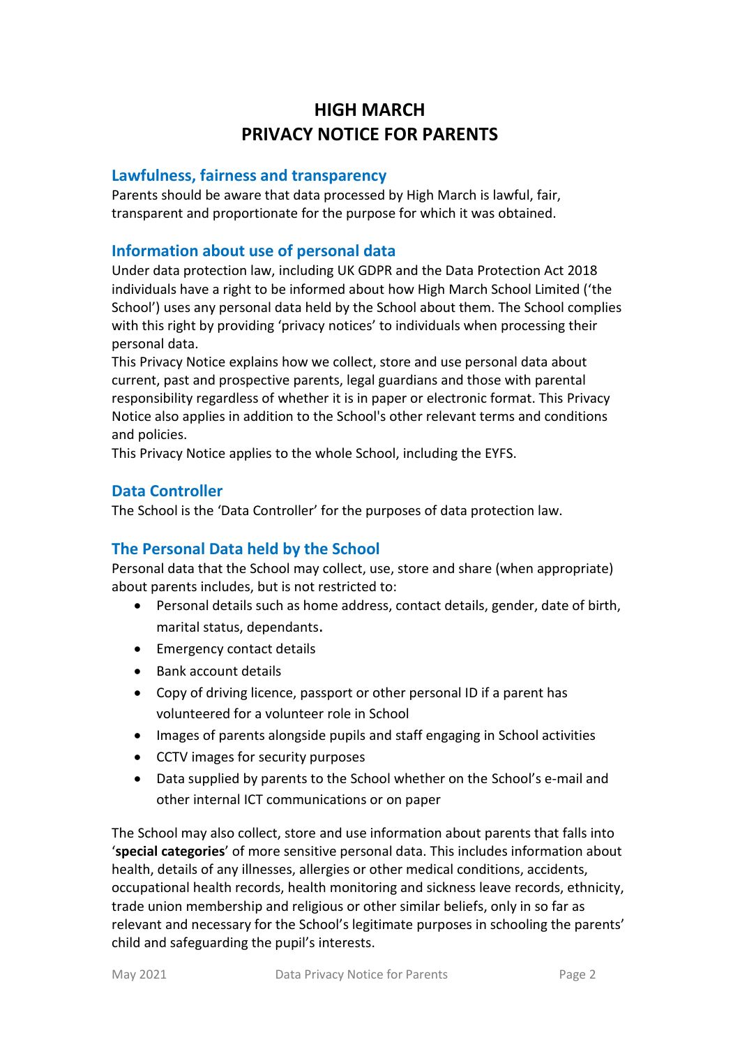# HIGH MARCH
# PRIVACY NOTICE FOR PARENTS

## Lawfulness, fairness and transparency

Parents should be aware that data processed by High March is lawful, fair, transparent and proportionate for the purpose for which it was obtained.

## Information about use of personal data

Under data protection law, including UK GDPR and the Data Protection Act 2018 individuals have a right to be informed about how High March School Limited ('the School') uses any personal data held by the School about them. The School complies with this right by providing 'privacy notices' to individuals when processing their personal data.

This Privacy Notice explains how we collect, store and use personal data about current, past and prospective parents, legal guardians and those with parental responsibility regardless of whether it is in paper or electronic format. This Privacy Notice also applies in addition to the School's other relevant terms and conditions and policies.

This Privacy Notice applies to the whole School, including the EYFS.

## Data Controller

The School is the 'Data Controller' for the purposes of data protection law.

## The Personal Data held by the School

Personal data that the School may collect, use, store and share (when appropriate) about parents includes, but is not restricted to:

- Personal details such as home address, contact details, gender, date of birth, marital status, dependants.
- Emergency contact details
- Bank account details
- Copy of driving licence, passport or other personal ID if a parent has volunteered for a volunteer role in School
- Images of parents alongside pupils and staff engaging in School activities
- CCTV images for security purposes
- Data supplied by parents to the School whether on the School's e-mail and other internal ICT communications or on paper

The School may also collect, store and use information about parents that falls into '**special categories**' of more sensitive personal data. This includes information about health, details of any illnesses, allergies or other medical conditions, accidents, occupational health records, health monitoring and sickness leave records, ethnicity, trade union membership and religious or other similar beliefs, only in so far as relevant and necessary for the School's legitimate purposes in schooling the parents' child and safeguarding the pupil's interests.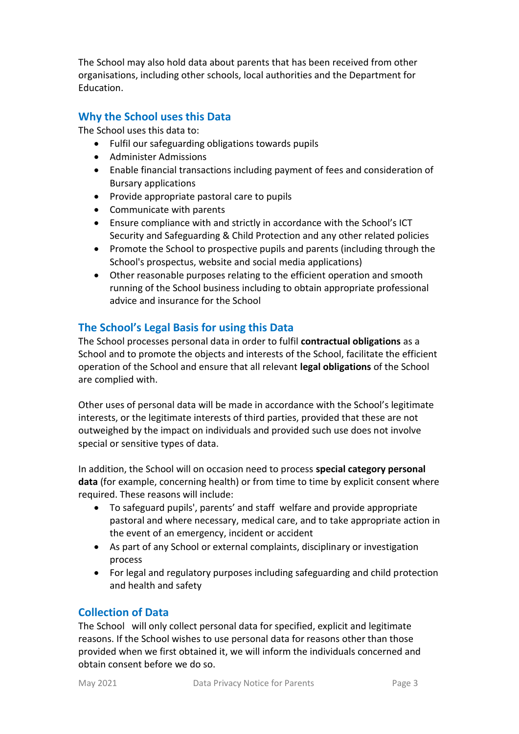The School may also hold data about parents that has been received from other organisations, including other schools, local authorities and the Department for Education.

## Why the School uses this Data

The School uses this data to:

- Fulfil our safeguarding obligations towards pupils
- Administer Admissions
- Enable financial transactions including payment of fees and consideration of Bursary applications
- Provide appropriate pastoral care to pupils
- Communicate with parents
- Ensure compliance with and strictly in accordance with the School's ICT Security and Safeguarding & Child Protection and any other related policies
- Promote the School to prospective pupils and parents (including through the School's prospectus, website and social media applications)
- Other reasonable purposes relating to the efficient operation and smooth running of the School business including to obtain appropriate professional advice and insurance for the School

## The School's Legal Basis for using this Data

The School processes personal data in order to fulfil **contractual obligations** as a School and to promote the objects and interests of the School, facilitate the efficient operation of the School and ensure that all relevant **legal obligations** of the School are complied with.

Other uses of personal data will be made in accordance with the School's legitimate interests, or the legitimate interests of third parties, provided that these are not outweighed by the impact on individuals and provided such use does not involve special or sensitive types of data.

In addition, the School will on occasion need to process **special category personal data** (for example, concerning health) or from time to time by explicit consent where required. These reasons will include:

- To safeguard pupils', parents' and staff welfare and provide appropriate pastoral and where necessary, medical care, and to take appropriate action in the event of an emergency, incident or accident
- As part of any School or external complaints, disciplinary or investigation process
- For legal and regulatory purposes including safeguarding and child protection and health and safety

## Collection of Data

The School will only collect personal data for specified, explicit and legitimate reasons. If the School wishes to use personal data for reasons other than those provided when we first obtained it, we will inform the individuals concerned and obtain consent before we do so.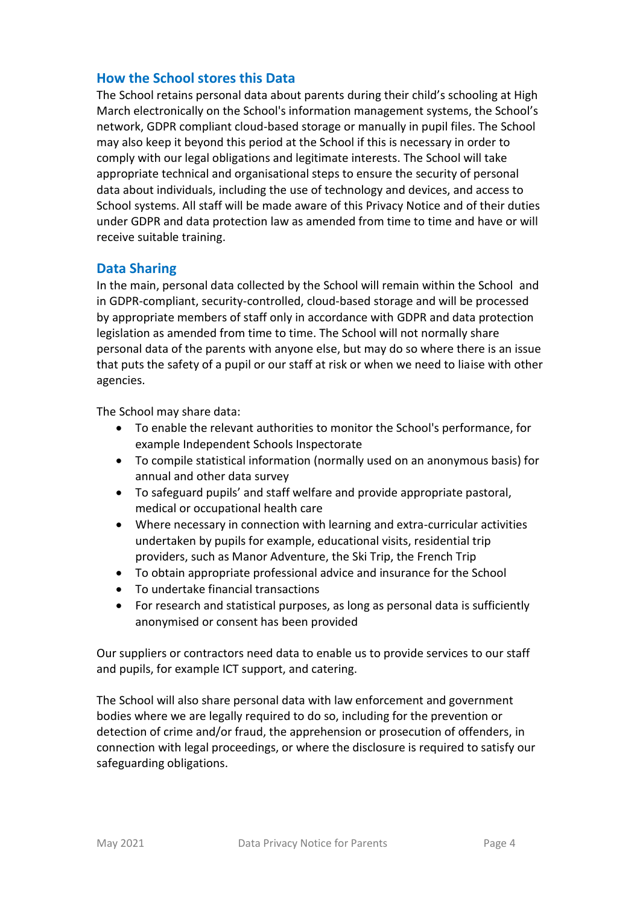## How the School stores this Data

The School retains personal data about parents during their child's schooling at High March electronically on the School's information management systems, the School's network, GDPR compliant cloud-based storage or manually in pupil files. The School may also keep it beyond this period at the School if this is necessary in order to comply with our legal obligations and legitimate interests. The School will take appropriate technical and organisational steps to ensure the security of personal data about individuals, including the use of technology and devices, and access to School systems. All staff will be made aware of this Privacy Notice and of their duties under GDPR and data protection law as amended from time to time and have or will receive suitable training.

## Data Sharing

In the main, personal data collected by the School will remain within the School and in GDPR-compliant, security-controlled, cloud-based storage and will be processed by appropriate members of staff only in accordance with GDPR and data protection legislation as amended from time to time. The School will not normally share personal data of the parents with anyone else, but may do so where there is an issue that puts the safety of a pupil or our staff at risk or when we need to liaise with other agencies.

The School may share data:

- To enable the relevant authorities to monitor the School's performance, for example Independent Schools Inspectorate
- To compile statistical information (normally used on an anonymous basis) for annual and other data survey
- To safeguard pupils' and staff welfare and provide appropriate pastoral, medical or occupational health care
- Where necessary in connection with learning and extra-curricular activities undertaken by pupils for example, educational visits, residential trip providers, such as Manor Adventure, the Ski Trip, the French Trip
- To obtain appropriate professional advice and insurance for the School
- To undertake financial transactions
- For research and statistical purposes, as long as personal data is sufficiently anonymised or consent has been provided

Our suppliers or contractors need data to enable us to provide services to our staff and pupils, for example ICT support, and catering.

The School will also share personal data with law enforcement and government bodies where we are legally required to do so, including for the prevention or detection of crime and/or fraud, the apprehension or prosecution of offenders, in connection with legal proceedings, or where the disclosure is required to satisfy our safeguarding obligations.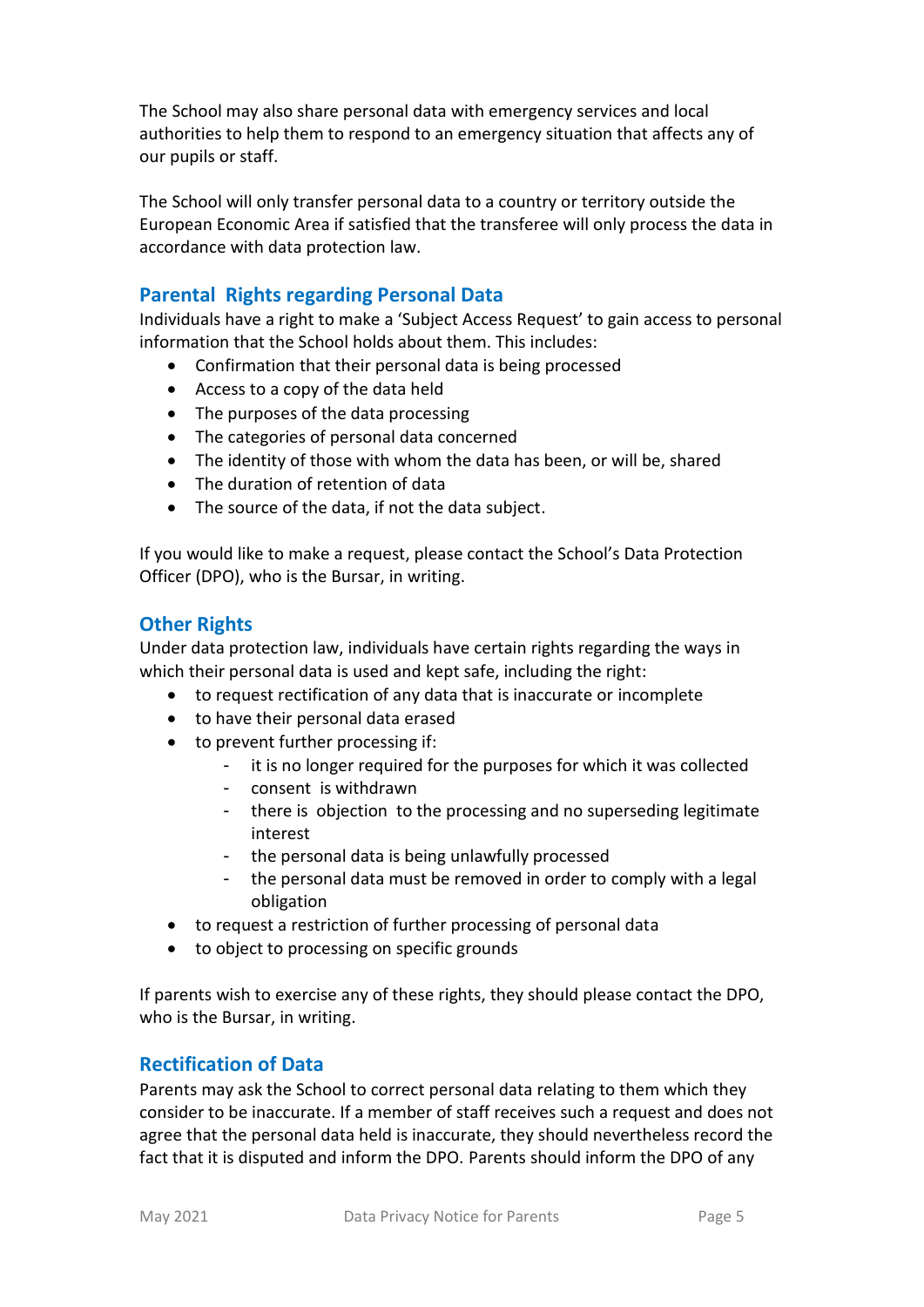The School may also share personal data with emergency services and local authorities to help them to respond to an emergency situation that affects any of our pupils or staff.

The School will only transfer personal data to a country or territory outside the European Economic Area if satisfied that the transferee will only process the data in accordance with data protection law.

## Parental Rights regarding Personal Data

Individuals have a right to make a 'Subject Access Request' to gain access to personal information that the School holds about them. This includes:

- Confirmation that their personal data is being processed
- Access to a copy of the data held
- The purposes of the data processing
- The categories of personal data concerned
- The identity of those with whom the data has been, or will be, shared
- The duration of retention of data
- The source of the data, if not the data subject.

If you would like to make a request, please contact the School's Data Protection Officer (DPO), who is the Bursar, in writing.

## Other Rights

Under data protection law, individuals have certain rights regarding the ways in which their personal data is used and kept safe, including the right:

- to request rectification of any data that is inaccurate or incomplete
- to have their personal data erased
- to prevent further processing if:
  - it is no longer required for the purposes for which it was collected
  - consent is withdrawn
  - there is objection to the processing and no superseding legitimate interest
  - the personal data is being unlawfully processed
  - the personal data must be removed in order to comply with a legal obligation
- to request a restriction of further processing of personal data
- to object to processing on specific grounds

If parents wish to exercise any of these rights, they should please contact the DPO, who is the Bursar, in writing.

## Rectification of Data

Parents may ask the School to correct personal data relating to them which they consider to be inaccurate. If a member of staff receives such a request and does not agree that the personal data held is inaccurate, they should nevertheless record the fact that it is disputed and inform the DPO. Parents should inform the DPO of any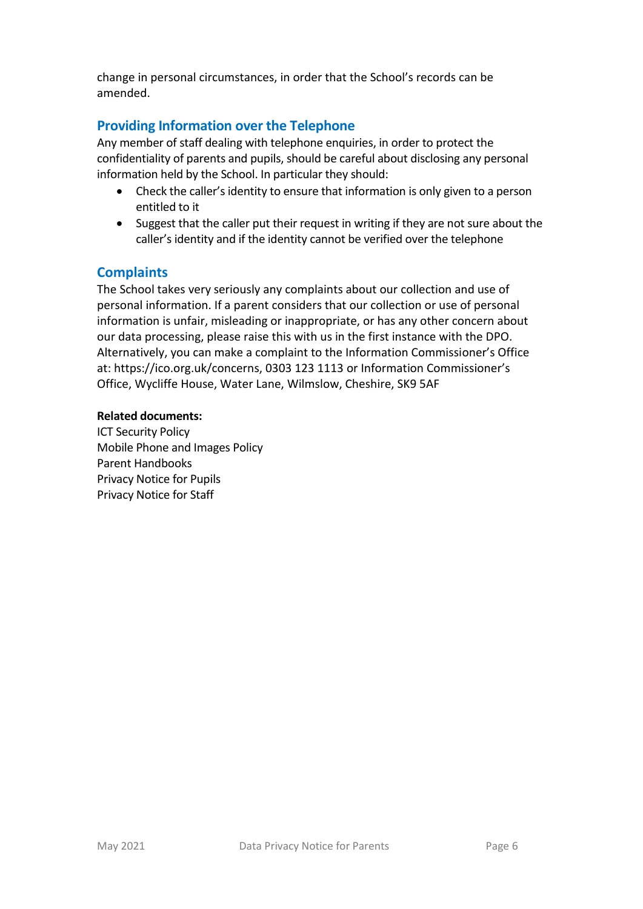change in personal circumstances, in order that the School's records can be amended.

## Providing Information over the Telephone

Any member of staff dealing with telephone enquiries, in order to protect the confidentiality of parents and pupils, should be careful about disclosing any personal information held by the School. In particular they should:

- Check the caller's identity to ensure that information is only given to a person entitled to it
- Suggest that the caller put their request in writing if they are not sure about the caller's identity and if the identity cannot be verified over the telephone

## Complaints

The School takes very seriously any complaints about our collection and use of personal information. If a parent considers that our collection or use of personal information is unfair, misleading or inappropriate, or has any other concern about our data processing, please raise this with us in the first instance with the DPO. Alternatively, you can make a complaint to the Information Commissioner's Office at: https://ico.org.uk/concerns, 0303 123 1113 or Information Commissioner's Office, Wycliffe House, Water Lane, Wilmslow, Cheshire, SK9 5AF

**Related documents:**

ICT Security Policy
Mobile Phone and Images Policy
Parent Handbooks
Privacy Notice for Pupils
Privacy Notice for Staff